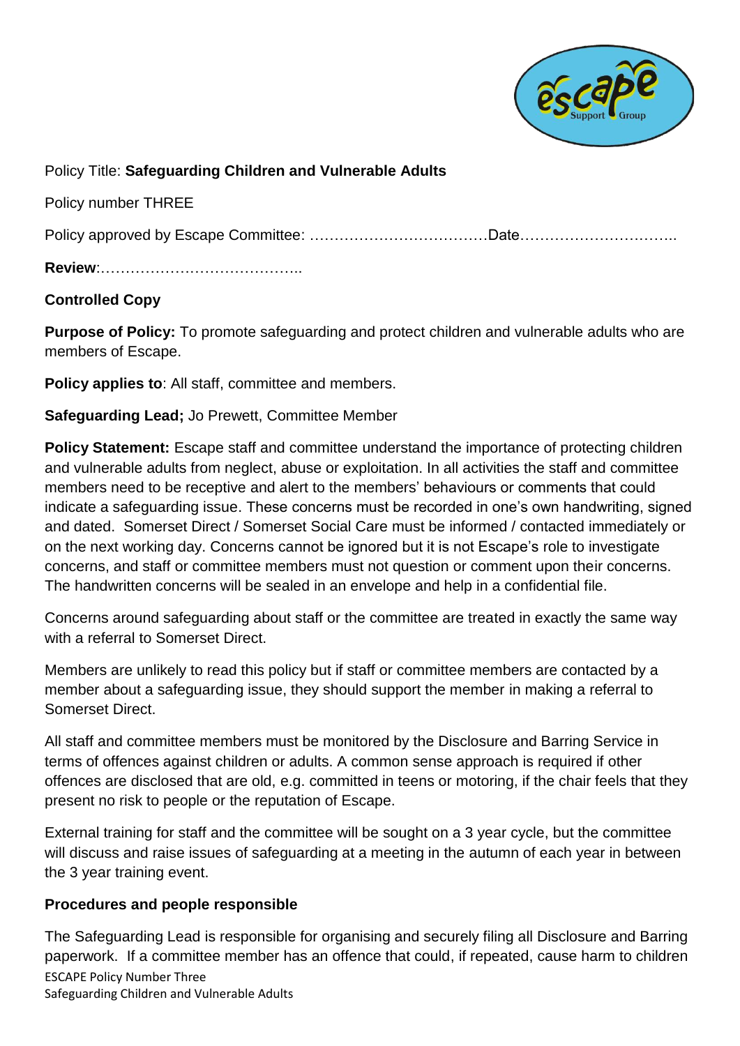Policy Title: **Safeguarding Children and Vulnerable Adults**

Policy number THREE

Policy approved by Escape Committee: ………………………………Date…………………………..

**Review**:…………………………………..

**Controlled Copy**

**Purpose of Policy:** To promote safeguarding and protect children and vulnerable adults who are members of Escape.

**Policy applies to**: All staff, committee and members.

**Safeguarding Lead;** Jo Prewett, Committee Member

**Policy Statement:** Escape staff and committee understand the importance of protecting children and vulnerable adults from neglect, abuse or exploitation. In all activities the staff and committee members need to be receptive and alert to the members' behaviours or comments that could indicate a safeguarding issue. These concerns must be recorded in one's own handwriting, signed and dated. Somerset Direct / Somerset Social Care must be informed / contacted immediately or on the next working day. Concerns cannot be ignored but it is not Escape's role to investigate concerns, and staff or committee members must not question or comment upon their concerns. The handwritten concerns will be sealed in an envelope and help in a confidential file.

Concerns around safeguarding about staff or the committee are treated in exactly the same way with a referral to Somerset Direct.

Members are unlikely to read this policy but if staff or committee members are contacted by a member about a safeguarding issue, they should support the member in making a referral to Somerset Direct.

All staff and committee members must be monitored by the Disclosure and Barring Service in terms of offences against children or adults. A common sense approach is required if other offences are disclosed that are old, e.g. committed in teens or motoring, if the chair feels that they present no risk to people or the reputation of Escape.

External training for staff and the committee will be sought on a 3 year cycle, but the committee will discuss and raise issues of safeguarding at a meeting in the autumn of each year in between the 3 year training event.

**Procedures and people responsible**

The Safeguarding Lead is responsible for organising and securely filing all Disclosure and Barring paperwork. If a committee member has an offence that could, if repeated, cause harm to children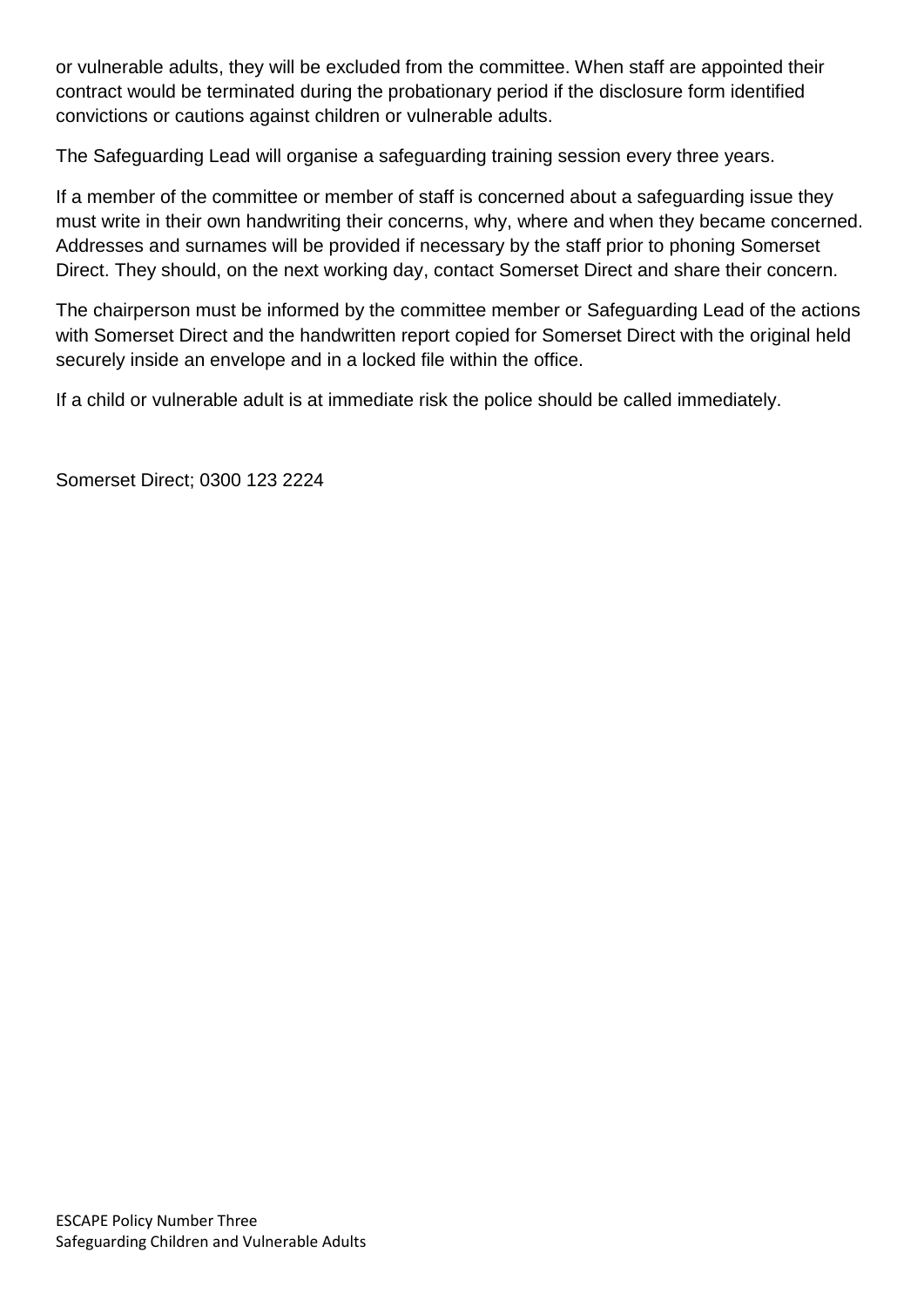or vulnerable adults, they will be excluded from the committee. When staff are appointed their contract would be terminated during the probationary period if the disclosure form identified convictions or cautions against children or vulnerable adults.

The Safeguarding Lead will organise a safeguarding training session every three years.

If a member of the committee or member of staff is concerned about a safeguarding issue they must write in their own handwriting their concerns, why, where and when they became concerned. Addresses and surnames will be provided if necessary by the staff prior to phoning Somerset Direct. They should, on the next working day, contact Somerset Direct and share their concern.

The chairperson must be informed by the committee member or Safeguarding Lead of the actions with Somerset Direct and the handwritten report copied for Somerset Direct with the original held securely inside an envelope and in a locked file within the office.

If a child or vulnerable adult is at immediate risk the police should be called immediately.

Somerset Direct; 0300 123 2224